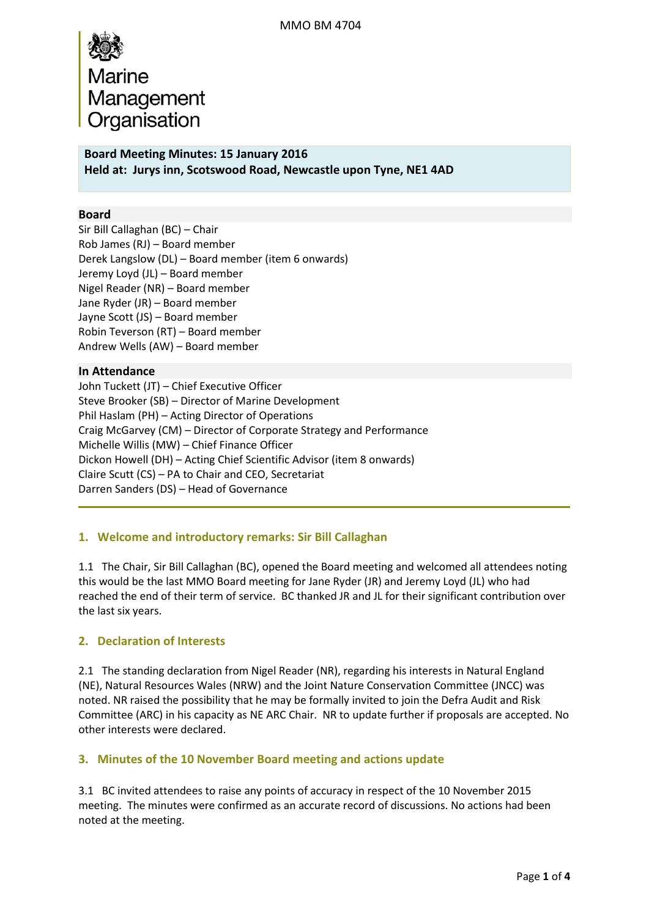MMO BM 4704

Marine Management Organisation

**Board Meeting Minutes: 15 January 2016**
**Held at: Jurys inn, Scotswood Road, Newcastle upon Tyne, NE1 4AD**

**Board**

Sir Bill Callaghan (BC) – Chair
Rob James (RJ) – Board member
Derek Langslow (DL) – Board member (item 6 onwards)
Jeremy Loyd (JL) – Board member
Nigel Reader (NR) – Board member
Jane Ryder (JR) – Board member
Jayne Scott (JS) – Board member
Robin Teverson (RT) – Board member
Andrew Wells (AW) – Board member

**In Attendance**

John Tuckett (JT) – Chief Executive Officer
Steve Brooker (SB) – Director of Marine Development
Phil Haslam (PH) – Acting Director of Operations
Craig McGarvey (CM) – Director of Corporate Strategy and Performance
Michelle Willis (MW) – Chief Finance Officer
Dickon Howell (DH) – Acting Chief Scientific Advisor (item 8 onwards)
Claire Scutt (CS) – PA to Chair and CEO, Secretariat
Darren Sanders (DS) – Head of Governance

## 1. Welcome and introductory remarks: Sir Bill Callaghan

1.1 The Chair, Sir Bill Callaghan (BC), opened the Board meeting and welcomed all attendees noting this would be the last MMO Board meeting for Jane Ryder (JR) and Jeremy Loyd (JL) who had reached the end of their term of service. BC thanked JR and JL for their significant contribution over the last six years.

## 2. Declaration of Interests

2.1 The standing declaration from Nigel Reader (NR), regarding his interests in Natural England (NE), Natural Resources Wales (NRW) and the Joint Nature Conservation Committee (JNCC) was noted. NR raised the possibility that he may be formally invited to join the Defra Audit and Risk Committee (ARC) in his capacity as NE ARC Chair. NR to update further if proposals are accepted. No other interests were declared.

## 3. Minutes of the 10 November Board meeting and actions update

3.1 BC invited attendees to raise any points of accuracy in respect of the 10 November 2015 meeting. The minutes were confirmed as an accurate record of discussions. No actions had been noted at the meeting.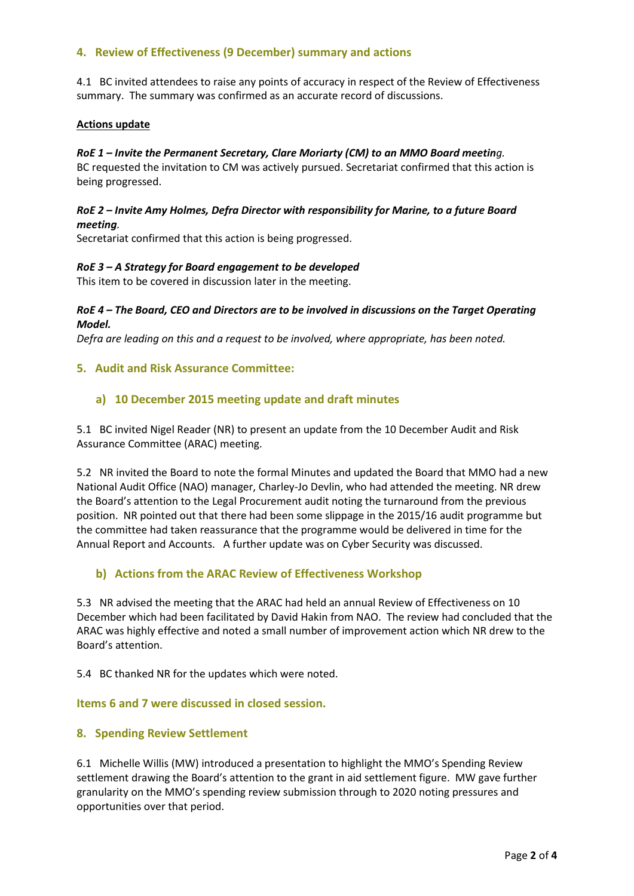## 4. Review of Effectiveness (9 December) summary and actions

4.1 BC invited attendees to raise any points of accuracy in respect of the Review of Effectiveness summary. The summary was confirmed as an accurate record of discussions.

**Actions update**

***RoE 1 – Invite the Permanent Secretary, Clare Moriarty (CM) to an MMO Board meeting.***
BC requested the invitation to CM was actively pursued. Secretariat confirmed that this action is being progressed.

***RoE 2 – Invite Amy Holmes, Defra Director with responsibility for Marine, to a future Board meeting.***
Secretariat confirmed that this action is being progressed.

***RoE 3 – A Strategy for Board engagement to be developed***
This item to be covered in discussion later in the meeting.

***RoE 4 – The Board, CEO and Directors are to be involved in discussions on the Target Operating Model.***
*Defra are leading on this and a request to be involved, where appropriate, has been noted.*

## 5. Audit and Risk Assurance Committee:

### a) 10 December 2015 meeting update and draft minutes

5.1 BC invited Nigel Reader (NR) to present an update from the 10 December Audit and Risk Assurance Committee (ARAC) meeting.

5.2 NR invited the Board to note the formal Minutes and updated the Board that MMO had a new National Audit Office (NAO) manager, Charley-Jo Devlin, who had attended the meeting. NR drew the Board's attention to the Legal Procurement audit noting the turnaround from the previous position. NR pointed out that there had been some slippage in the 2015/16 audit programme but the committee had taken reassurance that the programme would be delivered in time for the Annual Report and Accounts. A further update was on Cyber Security was discussed.

### b) Actions from the ARAC Review of Effectiveness Workshop

5.3 NR advised the meeting that the ARAC had held an annual Review of Effectiveness on 10 December which had been facilitated by David Hakin from NAO. The review had concluded that the ARAC was highly effective and noted a small number of improvement action which NR drew to the Board's attention.

5.4 BC thanked NR for the updates which were noted.

### Items 6 and 7 were discussed in closed session.

## 8. Spending Review Settlement

6.1 Michelle Willis (MW) introduced a presentation to highlight the MMO's Spending Review settlement drawing the Board's attention to the grant in aid settlement figure. MW gave further granularity on the MMO's spending review submission through to 2020 noting pressures and opportunities over that period.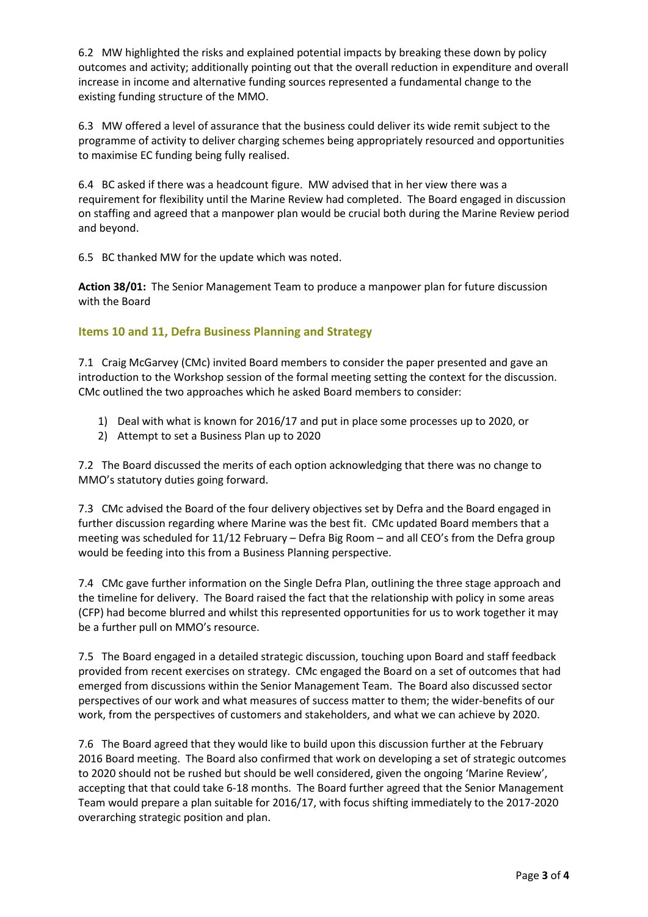6.2 MW highlighted the risks and explained potential impacts by breaking these down by policy outcomes and activity; additionally pointing out that the overall reduction in expenditure and overall increase in income and alternative funding sources represented a fundamental change to the existing funding structure of the MMO.

6.3 MW offered a level of assurance that the business could deliver its wide remit subject to the programme of activity to deliver charging schemes being appropriately resourced and opportunities to maximise EC funding being fully realised.

6.4 BC asked if there was a headcount figure. MW advised that in her view there was a requirement for flexibility until the Marine Review had completed. The Board engaged in discussion on staffing and agreed that a manpower plan would be crucial both during the Marine Review period and beyond.

6.5 BC thanked MW for the update which was noted.

**Action 38/01:** The Senior Management Team to produce a manpower plan for future discussion with the Board

## Items 10 and 11, Defra Business Planning and Strategy

7.1 Craig McGarvey (CMc) invited Board members to consider the paper presented and gave an introduction to the Workshop session of the formal meeting setting the context for the discussion. CMc outlined the two approaches which he asked Board members to consider:

1) Deal with what is known for 2016/17 and put in place some processes up to 2020, or
2) Attempt to set a Business Plan up to 2020

7.2 The Board discussed the merits of each option acknowledging that there was no change to MMO's statutory duties going forward.

7.3 CMc advised the Board of the four delivery objectives set by Defra and the Board engaged in further discussion regarding where Marine was the best fit. CMc updated Board members that a meeting was scheduled for 11/12 February – Defra Big Room – and all CEO's from the Defra group would be feeding into this from a Business Planning perspective.

7.4 CMc gave further information on the Single Defra Plan, outlining the three stage approach and the timeline for delivery. The Board raised the fact that the relationship with policy in some areas (CFP) had become blurred and whilst this represented opportunities for us to work together it may be a further pull on MMO's resource.

7.5 The Board engaged in a detailed strategic discussion, touching upon Board and staff feedback provided from recent exercises on strategy. CMc engaged the Board on a set of outcomes that had emerged from discussions within the Senior Management Team. The Board also discussed sector perspectives of our work and what measures of success matter to them; the wider-benefits of our work, from the perspectives of customers and stakeholders, and what we can achieve by 2020.

7.6 The Board agreed that they would like to build upon this discussion further at the February 2016 Board meeting. The Board also confirmed that work on developing a set of strategic outcomes to 2020 should not be rushed but should be well considered, given the ongoing 'Marine Review', accepting that that could take 6-18 months. The Board further agreed that the Senior Management Team would prepare a plan suitable for 2016/17, with focus shifting immediately to the 2017-2020 overarching strategic position and plan.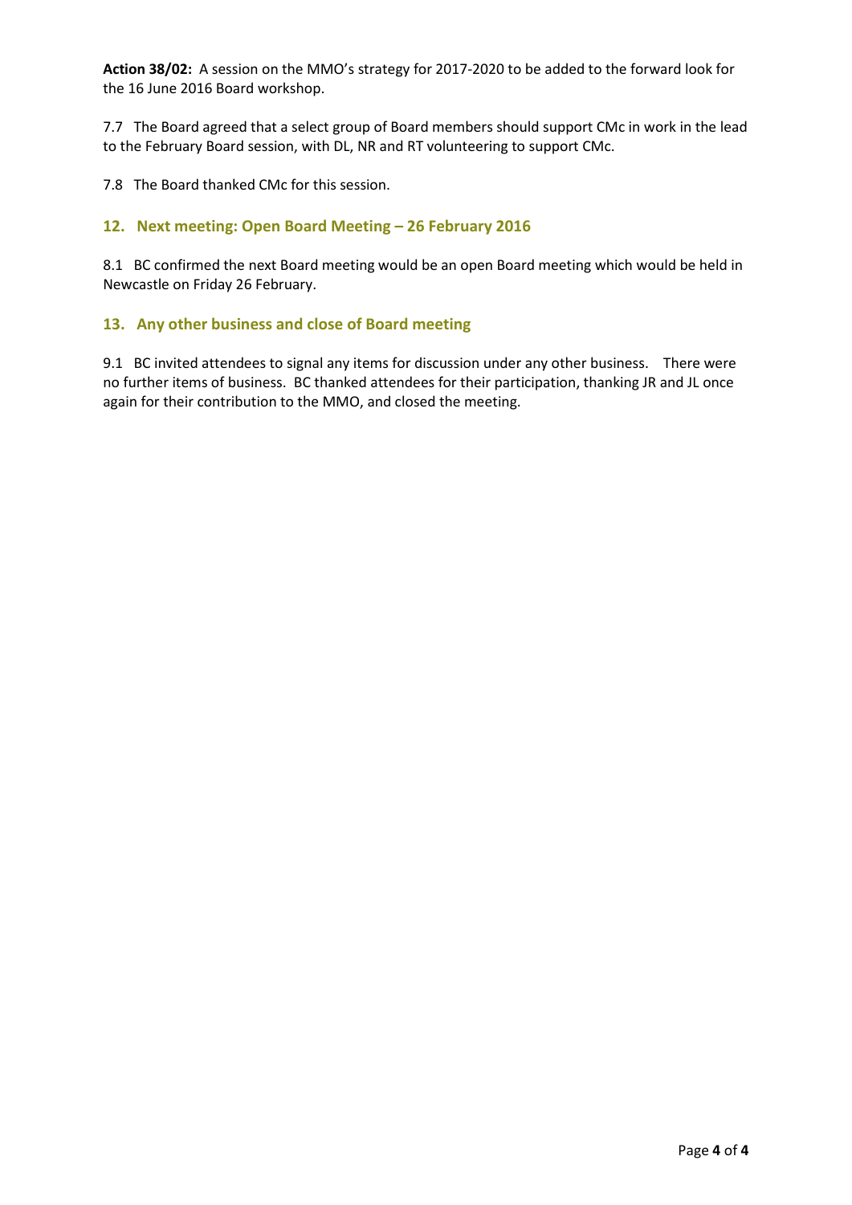**Action 38/02:** A session on the MMO's strategy for 2017-2020 to be added to the forward look for the 16 June 2016 Board workshop.

7.7 The Board agreed that a select group of Board members should support CMc in work in the lead to the February Board session, with DL, NR and RT volunteering to support CMc.

7.8 The Board thanked CMc for this session.

## 12. Next meeting: Open Board Meeting – 26 February 2016

8.1 BC confirmed the next Board meeting would be an open Board meeting which would be held in Newcastle on Friday 26 February.

## 13. Any other business and close of Board meeting

9.1 BC invited attendees to signal any items for discussion under any other business. There were no further items of business. BC thanked attendees for their participation, thanking JR and JL once again for their contribution to the MMO, and closed the meeting.